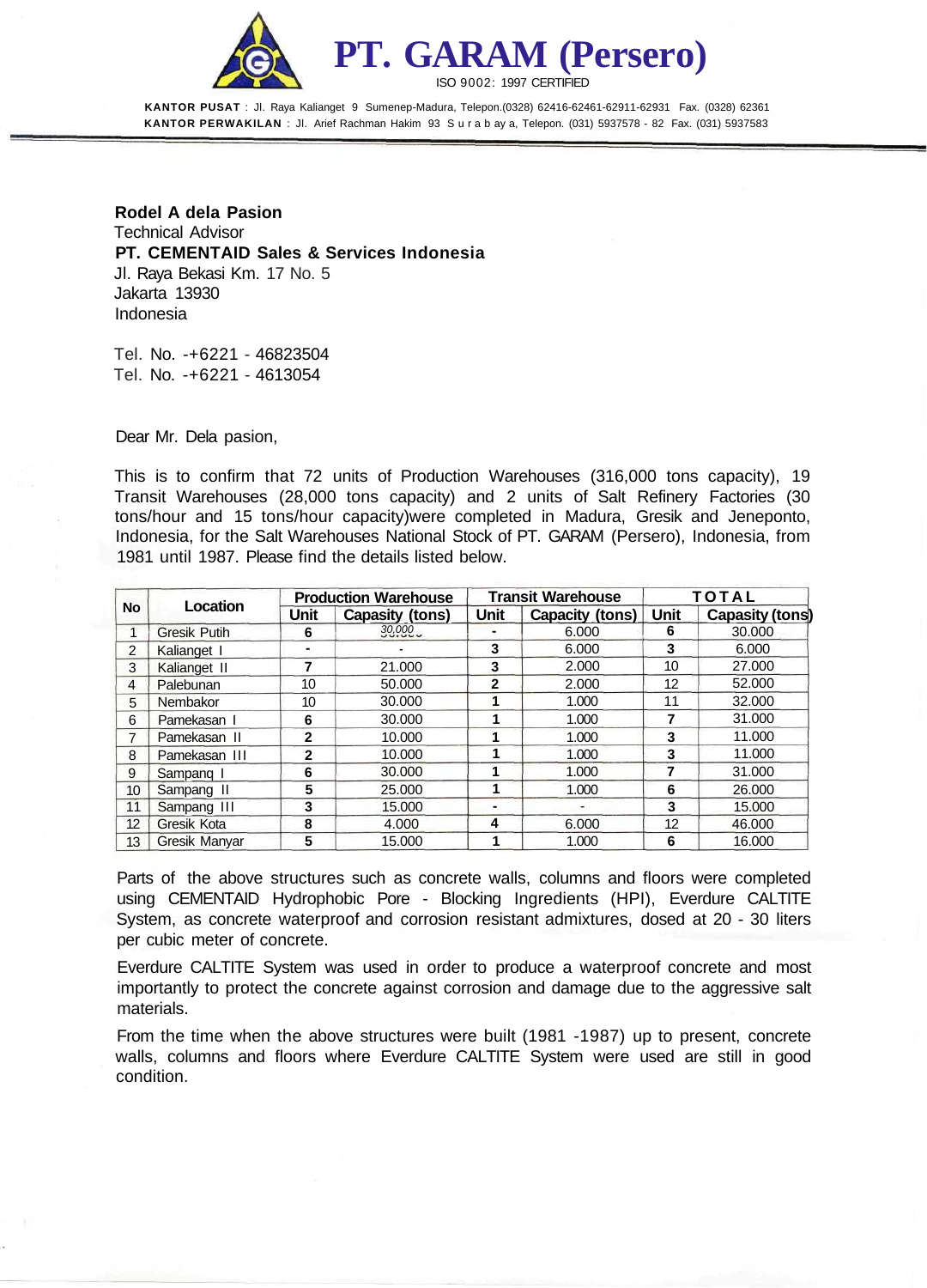# PT. GARAM (Persero)

ISO 9002: 1997 CERTIFIED

**KANTOR PUSAT** : Jl. Raya Kalianget 9 Sumenep-Madura, Telepon.(0328) 62416-62461-62911-62931 Fax. (0328) 62361
**KANTOR PERWAKILAN** : Jl. Arief Rachman Hakim 93 S u r a b ay a, Telepon. (031) 5937578 - 82 Fax. (031) 5937583

**Rodel A dela Pasion**
Technical Advisor
**PT. CEMENTAID Sales & Services Indonesia**
Jl. Raya Bekasi Km. 17 No. 5
Jakarta 13930
Indonesia

Tel. No. -+6221 - 46823504
Tel. No. -+6221 - 4613054

Dear Mr. Dela pasion,

This is to confirm that 72 units of Production Warehouses (316,000 tons capacity), 19 Transit Warehouses (28,000 tons capacity) and 2 units of Salt Refinery Factories (30 tons/hour and 15 tons/hour capacity)were completed in Madura, Gresik and Jeneponto, Indonesia, for the Salt Warehouses National Stock of PT. GARAM (Persero), Indonesia, from 1981 until 1987. Please find the details listed below.

| No | Location | Production Warehouse | | Transit Warehouse | | TOTAL | |
|---|---|---|---|---|---|---|---|
| | | Unit | Capasity (tons) | Unit | Capacity (tons) | Unit | Capasity (tons) |
| 1 | Gresik Putih | 6 | 30.000 | - | 6.000 | 6 | 30.000 |
| 2 | Kalianget I | - | - | 3 | 6.000 | 3 | 6.000 |
| 3 | Kalianget II | 7 | 21.000 | 3 | 2.000 | 10 | 27.000 |
| 4 | Palebunan | 10 | 50.000 | 2 | 2.000 | 12 | 52.000 |
| 5 | Nembakor | 10 | 30.000 | 1 | 1.000 | 11 | 32.000 |
| 6 | Pamekasan I | 6 | 30.000 | 1 | 1.000 | 7 | 31.000 |
| 7 | Pamekasan II | 2 | 10.000 | 1 | 1.000 | 3 | 11.000 |
| 8 | Pamekasan III | 2 | 10.000 | 1 | 1.000 | 3 | 11.000 |
| 9 | Sampang I | 6 | 30.000 | 1 | 1.000 | 7 | 31.000 |
| 10 | Sampang II | 5 | 25.000 | 1 | 1.000 | 6 | 26.000 |
| 11 | Sampang III | 3 | 15.000 | - | - | 3 | 15.000 |
| 12 | Gresik Kota | 8 | 4.000 | 4 | 6.000 | 12 | 46.000 |
| 13 | Gresik Manyar | 5 | 15.000 | 1 | 1.000 | 6 | 16.000 |

Parts of the above structures such as concrete walls, columns and floors were completed using CEMENTAID Hydrophobic Pore - Blocking Ingredients (HPI), Everdure CALTITE System, as concrete waterproof and corrosion resistant admixtures, dosed at 20 - 30 liters per cubic meter of concrete.

Everdure CALTITE System was used in order to produce a waterproof concrete and most importantly to protect the concrete against corrosion and damage due to the aggressive salt materials.

From the time when the above structures were built (1981 -1987) up to present, concrete walls, columns and floors where Everdure CALTITE System were used are still in good condition.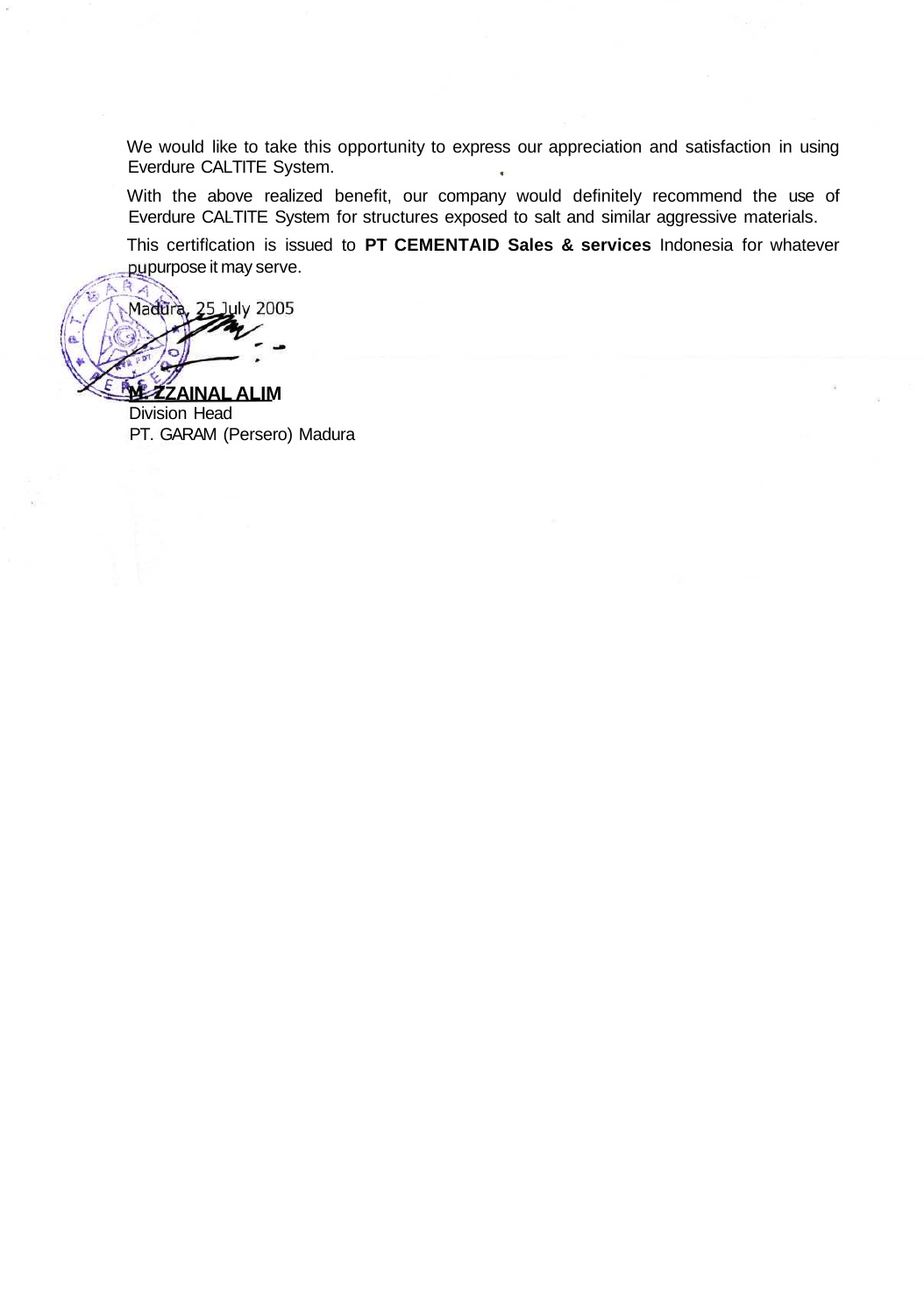We would like to take this opportunity to express our appreciation and satisfaction in using Everdure CALTITE System.

With the above realized benefit, our company would definitely recommend the use of Everdure CALTITE System for structures exposed to salt and similar aggressive materials.

This certifIcation is issued to **PT CEMENTAID Sales & services** Indonesia for whatever pupurpose it may serve.

Madura, 25 July 2005

**M. ZZAINAL ALIM**
Division Head
PT. GARAM (Persero) Madura